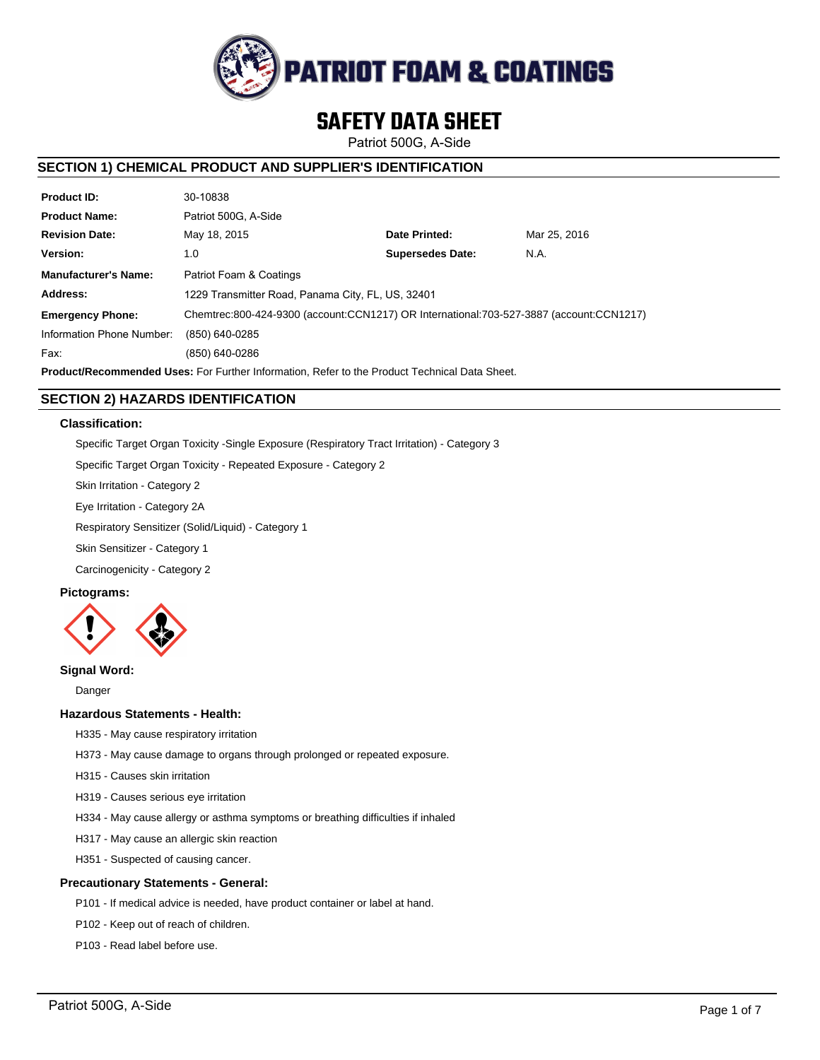# SAFETY DATA SHEET

Patriot 500G, A-Side

## SECTION 1) CHEMICAL PRODUCT AND SUPPLIER'S IDENTIFICATION

| | | | |
|---|---|---|---|
| **Product ID:** | 30-10838 | | |
| **Product Name:** | Patriot 500G, A-Side | | |
| **Revision Date:** | May 18, 2015 | **Date Printed:** | Mar 25, 2016 |
| **Version:** | 1.0 | **Supersedes Date:** | N.A. |
| **Manufacturer's Name:** | Patriot Foam & Coatings | | |
| **Address:** | 1229 Transmitter Road, Panama City, FL, US, 32401 | | |
| **Emergency Phone:** | Chemtrec:800-424-9300 (account:CCN1217) OR International:703-527-3887 (account:CCN1217) | | |
| Information Phone Number: | (850) 640-0285 | | |
| Fax: | (850) 640-0286 | | |

**Product/Recommended Uses:** For Further Information, Refer to the Product Technical Data Sheet.

## SECTION 2) HAZARDS IDENTIFICATION

### Classification:

Specific Target Organ Toxicity -Single Exposure (Respiratory Tract Irritation) - Category 3

Specific Target Organ Toxicity - Repeated Exposure - Category 2

Skin Irritation - Category 2

Eye Irritation - Category 2A

Respiratory Sensitizer (Solid/Liquid) - Category 1

Skin Sensitizer - Category 1

Carcinogenicity - Category 2

### Pictograms:

### Signal Word:

Danger

### Hazardous Statements - Health:

H335 - May cause respiratory irritation

H373 - May cause damage to organs through prolonged or repeated exposure.

H315 - Causes skin irritation

H319 - Causes serious eye irritation

H334 - May cause allergy or asthma symptoms or breathing difficulties if inhaled

H317 - May cause an allergic skin reaction

H351 - Suspected of causing cancer.

### Precautionary Statements - General:

P101 - If medical advice is needed, have product container or label at hand.

P102 - Keep out of reach of children.

P103 - Read label before use.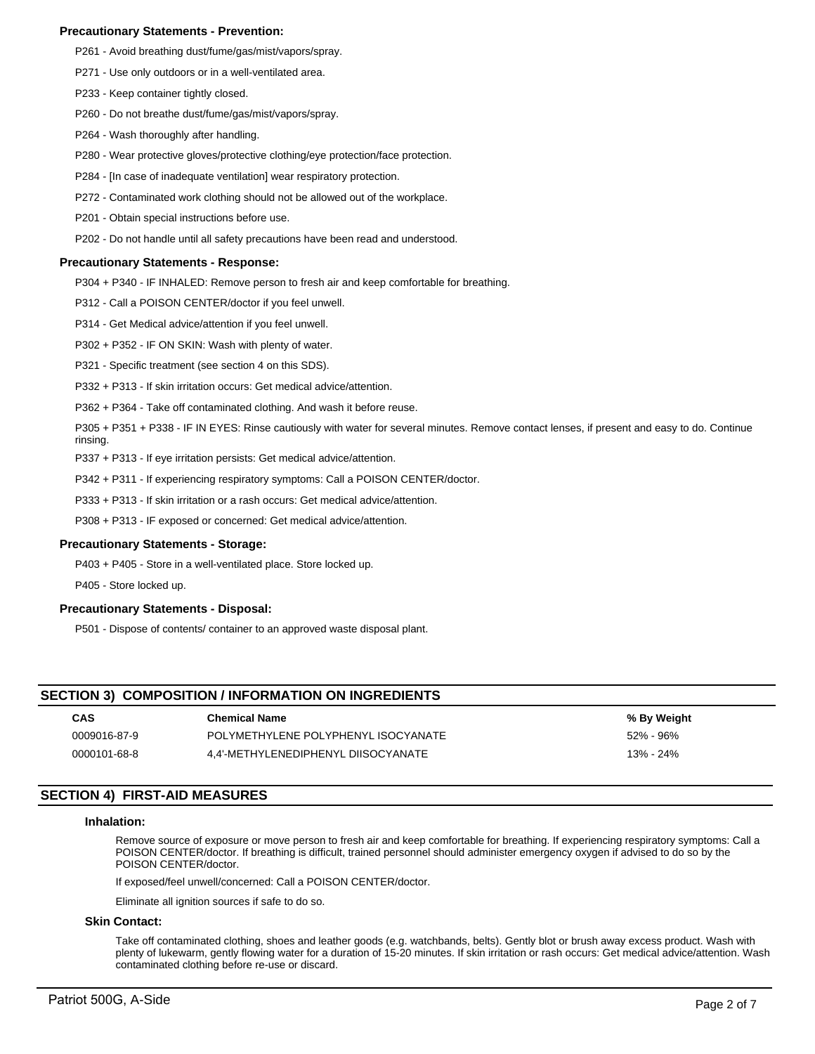### Precautionary Statements - Prevention:

P261 - Avoid breathing dust/fume/gas/mist/vapors/spray.

P271 - Use only outdoors or in a well-ventilated area.

P233 - Keep container tightly closed.

P260 - Do not breathe dust/fume/gas/mist/vapors/spray.

P264 - Wash thoroughly after handling.

P280 - Wear protective gloves/protective clothing/eye protection/face protection.

P284 - [In case of inadequate ventilation] wear respiratory protection.

P272 - Contaminated work clothing should not be allowed out of the workplace.

P201 - Obtain special instructions before use.

P202 - Do not handle until all safety precautions have been read and understood.

### Precautionary Statements - Response:

P304 + P340 - IF INHALED: Remove person to fresh air and keep comfortable for breathing.

P312 - Call a POISON CENTER/doctor if you feel unwell.

P314 - Get Medical advice/attention if you feel unwell.

P302 + P352 - IF ON SKIN: Wash with plenty of water.

P321 - Specific treatment (see section 4 on this SDS).

P332 + P313 - If skin irritation occurs: Get medical advice/attention.

P362 + P364 - Take off contaminated clothing. And wash it before reuse.

P305 + P351 + P338 - IF IN EYES: Rinse cautiously with water for several minutes. Remove contact lenses, if present and easy to do. Continue rinsing.

P337 + P313 - If eye irritation persists: Get medical advice/attention.

P342 + P311 - If experiencing respiratory symptoms: Call a POISON CENTER/doctor.

P333 + P313 - If skin irritation or a rash occurs: Get medical advice/attention.

P308 + P313 - IF exposed or concerned: Get medical advice/attention.

### Precautionary Statements - Storage:

P403 + P405 - Store in a well-ventilated place. Store locked up.

P405 - Store locked up.

### Precautionary Statements - Disposal:

P501 - Dispose of contents/ container to an approved waste disposal plant.

## SECTION 3) COMPOSITION / INFORMATION ON INGREDIENTS

| CAS | Chemical Name | % By Weight |
|---|---|---|
| 0009016-87-9 | POLYMETHYLENE POLYPHENYL ISOCYANATE | 52% - 96% |
| 0000101-68-8 | 4,4'-METHYLENEDIPHENYL DIISOCYANATE | 13% - 24% |

## SECTION 4) FIRST-AID MEASURES

### Inhalation:

Remove source of exposure or move person to fresh air and keep comfortable for breathing. If experiencing respiratory symptoms: Call a POISON CENTER/doctor. If breathing is difficult, trained personnel should administer emergency oxygen if advised to do so by the POISON CENTER/doctor.

If exposed/feel unwell/concerned: Call a POISON CENTER/doctor.

Eliminate all ignition sources if safe to do so.

### Skin Contact:

Take off contaminated clothing, shoes and leather goods (e.g. watchbands, belts). Gently blot or brush away excess product. Wash with plenty of lukewarm, gently flowing water for a duration of 15-20 minutes. If skin irritation or rash occurs: Get medical advice/attention. Wash contaminated clothing before re-use or discard.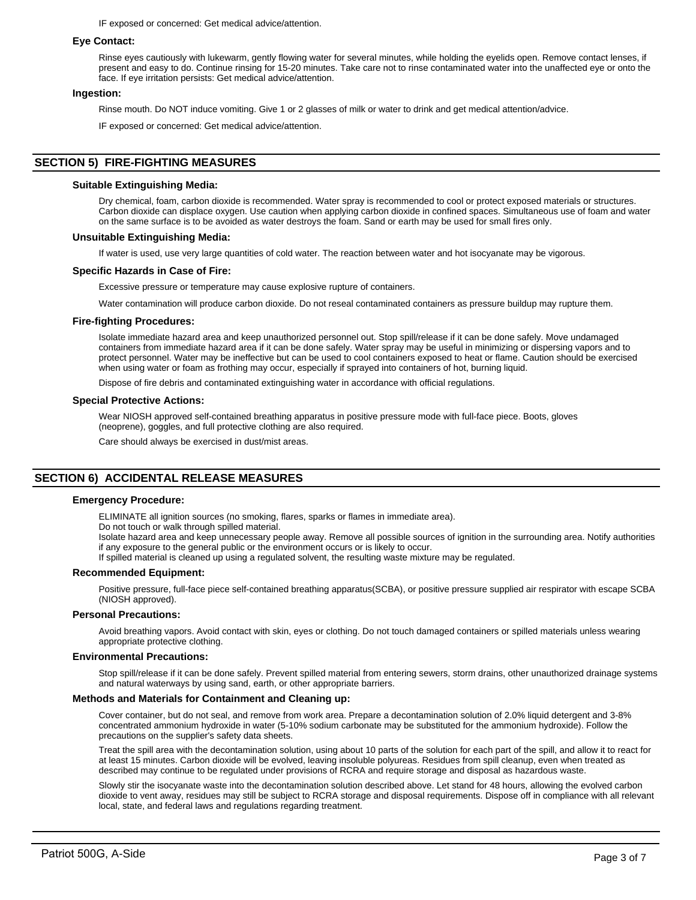IF exposed or concerned: Get medical advice/attention.

### Eye Contact:

Rinse eyes cautiously with lukewarm, gently flowing water for several minutes, while holding the eyelids open. Remove contact lenses, if present and easy to do. Continue rinsing for 15-20 minutes. Take care not to rinse contaminated water into the unaffected eye or onto the face. If eye irritation persists: Get medical advice/attention.

### Ingestion:

Rinse mouth. Do NOT induce vomiting. Give 1 or 2 glasses of milk or water to drink and get medical attention/advice.

IF exposed or concerned: Get medical advice/attention.

## SECTION 5) FIRE-FIGHTING MEASURES

### Suitable Extinguishing Media:

Dry chemical, foam, carbon dioxide is recommended. Water spray is recommended to cool or protect exposed materials or structures. Carbon dioxide can displace oxygen. Use caution when applying carbon dioxide in confined spaces. Simultaneous use of foam and water on the same surface is to be avoided as water destroys the foam. Sand or earth may be used for small fires only.

### Unsuitable Extinguishing Media:

If water is used, use very large quantities of cold water. The reaction between water and hot isocyanate may be vigorous.

### Specific Hazards in Case of Fire:

Excessive pressure or temperature may cause explosive rupture of containers.

Water contamination will produce carbon dioxide. Do not reseal contaminated containers as pressure buildup may rupture them.

### Fire-fighting Procedures:

Isolate immediate hazard area and keep unauthorized personnel out. Stop spill/release if it can be done safely. Move undamaged containers from immediate hazard area if it can be done safely. Water spray may be useful in minimizing or dispersing vapors and to protect personnel. Water may be ineffective but can be used to cool containers exposed to heat or flame. Caution should be exercised when using water or foam as frothing may occur, especially if sprayed into containers of hot, burning liquid.

Dispose of fire debris and contaminated extinguishing water in accordance with official regulations.

### Special Protective Actions:

Wear NIOSH approved self-contained breathing apparatus in positive pressure mode with full-face piece. Boots, gloves (neoprene), goggles, and full protective clothing are also required.

Care should always be exercised in dust/mist areas.

## SECTION 6) ACCIDENTAL RELEASE MEASURES

### Emergency Procedure:

ELIMINATE all ignition sources (no smoking, flares, sparks or flames in immediate area).
Do not touch or walk through spilled material.
Isolate hazard area and keep unnecessary people away. Remove all possible sources of ignition in the surrounding area. Notify authorities if any exposure to the general public or the environment occurs or is likely to occur.
If spilled material is cleaned up using a regulated solvent, the resulting waste mixture may be regulated.

### Recommended Equipment:

Positive pressure, full-face piece self-contained breathing apparatus(SCBA), or positive pressure supplied air respirator with escape SCBA (NIOSH approved).

### Personal Precautions:

Avoid breathing vapors. Avoid contact with skin, eyes or clothing. Do not touch damaged containers or spilled materials unless wearing appropriate protective clothing.

### Environmental Precautions:

Stop spill/release if it can be done safely. Prevent spilled material from entering sewers, storm drains, other unauthorized drainage systems and natural waterways by using sand, earth, or other appropriate barriers.

### Methods and Materials for Containment and Cleaning up:

Cover container, but do not seal, and remove from work area. Prepare a decontamination solution of 2.0% liquid detergent and 3-8% concentrated ammonium hydroxide in water (5-10% sodium carbonate may be substituted for the ammonium hydroxide). Follow the precautions on the supplier's safety data sheets.

Treat the spill area with the decontamination solution, using about 10 parts of the solution for each part of the spill, and allow it to react for at least 15 minutes. Carbon dioxide will be evolved, leaving insoluble polyureas. Residues from spill cleanup, even when treated as described may continue to be regulated under provisions of RCRA and require storage and disposal as hazardous waste.

Slowly stir the isocyanate waste into the decontamination solution described above. Let stand for 48 hours, allowing the evolved carbon dioxide to vent away, residues may still be subject to RCRA storage and disposal requirements. Dispose off in compliance with all relevant local, state, and federal laws and regulations regarding treatment.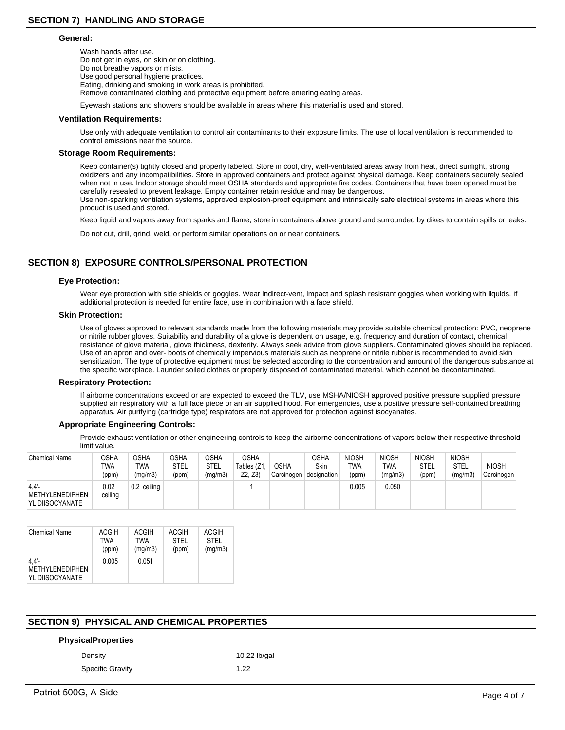## SECTION 7) HANDLING AND STORAGE

### General:

Wash hands after use.
Do not get in eyes, on skin or on clothing.
Do not breathe vapors or mists.
Use good personal hygiene practices.
Eating, drinking and smoking in work areas is prohibited.
Remove contaminated clothing and protective equipment before entering eating areas.

Eyewash stations and showers should be available in areas where this material is used and stored.

### Ventilation Requirements:

Use only with adequate ventilation to control air contaminants to their exposure limits. The use of local ventilation is recommended to control emissions near the source.

### Storage Room Requirements:

Keep container(s) tightly closed and properly labeled. Store in cool, dry, well-ventilated areas away from heat, direct sunlight, strong oxidizers and any incompatibilities. Store in approved containers and protect against physical damage. Keep containers securely sealed when not in use. Indoor storage should meet OSHA standards and appropriate fire codes. Containers that have been opened must be carefully resealed to prevent leakage. Empty container retain residue and may be dangerous.
Use non-sparking ventilation systems, approved explosion-proof equipment and intrinsically safe electrical systems in areas where this product is used and stored.

Keep liquid and vapors away from sparks and flame, store in containers above ground and surrounded by dikes to contain spills or leaks.

Do not cut, drill, grind, weld, or perform similar operations on or near containers.

## SECTION 8) EXPOSURE CONTROLS/PERSONAL PROTECTION

### Eye Protection:

Wear eye protection with side shields or goggles. Wear indirect-vent, impact and splash resistant goggles when working with liquids. If additional protection is needed for entire face, use in combination with a face shield.

### Skin Protection:

Use of gloves approved to relevant standards made from the following materials may provide suitable chemical protection: PVC, neoprene or nitrile rubber gloves. Suitability and durability of a glove is dependent on usage, e.g. frequency and duration of contact, chemical resistance of glove material, glove thickness, dexterity. Always seek advice from glove suppliers. Contaminated gloves should be replaced. Use of an apron and over- boots of chemically impervious materials such as neoprene or nitrile rubber is recommended to avoid skin sensitization. The type of protective equipment must be selected according to the concentration and amount of the dangerous substance at the specific workplace. Launder soiled clothes or properly disposed of contaminated material, which cannot be decontaminated.

### Respiratory Protection:

If airborne concentrations exceed or are expected to exceed the TLV, use MSHA/NIOSH approved positive pressure supplied pressure supplied air respiratory with a full face piece or an air supplied hood. For emergencies, use a positive pressure self-contained breathing apparatus. Air purifying (cartridge type) respirators are not approved for protection against isocyanates.

### Appropriate Engineering Controls:

Provide exhaust ventilation or other engineering controls to keep the airborne concentrations of vapors below their respective threshold limit value.

| Chemical Name | OSHA TWA (ppm) | OSHA TWA (mg/m3) | OSHA STEL (ppm) | OSHA STEL (mg/m3) | OSHA Tables (Z1, Z2, Z3) | OSHA Carcinogen | OSHA Skin designation | NIOSH TWA (ppm) | NIOSH TWA (mg/m3) | NIOSH STEL (ppm) | NIOSH STEL (mg/m3) | NIOSH Carcinogen |
|---|---|---|---|---|---|---|---|---|---|---|---|---|
| 4,4'-METHYLENEDIPHENYL DIISOCYANATE | 0.02 ceiling | 0.2 ceiling | | | 1 | | | 0.005 | 0.050 | | | |

| Chemical Name | ACGIH TWA (ppm) | ACGIH TWA (mg/m3) | ACGIH STEL (ppm) | ACGIH STEL (mg/m3) |
|---|---|---|---|---|
| 4,4'-METHYLENEDIPHENYL DIISOCYANATE | 0.005 | 0.051 | | |

## SECTION 9) PHYSICAL AND CHEMICAL PROPERTIES

### PhysicalProperties

| | |
|---|---|
| Density | 10.22 lb/gal |
| Specific Gravity | 1.22 |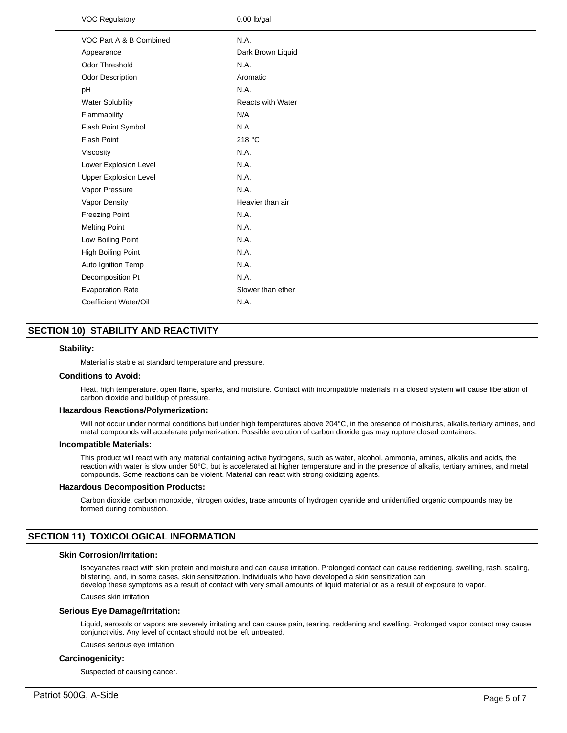| | |
|---|---|
| VOC Regulatory | 0.00 lb/gal |
| VOC Part A & B Combined | N.A. |
| Appearance | Dark Brown Liquid |
| Odor Threshold | N.A. |
| Odor Description | Aromatic |
| pH | N.A. |
| Water Solubility | Reacts with Water |
| Flammability | N/A |
| Flash Point Symbol | N.A. |
| Flash Point | 218 °C |
| Viscosity | N.A. |
| Lower Explosion Level | N.A. |
| Upper Explosion Level | N.A. |
| Vapor Pressure | N.A. |
| Vapor Density | Heavier than air |
| Freezing Point | N.A. |
| Melting Point | N.A. |
| Low Boiling Point | N.A. |
| High Boiling Point | N.A. |
| Auto Ignition Temp | N.A. |
| Decomposition Pt | N.A. |
| Evaporation Rate | Slower than ether |
| Coefficient Water/Oil | N.A. |

## SECTION 10) STABILITY AND REACTIVITY

### Stability:

Material is stable at standard temperature and pressure.

### Conditions to Avoid:

Heat, high temperature, open flame, sparks, and moisture. Contact with incompatible materials in a closed system will cause liberation of carbon dioxide and buildup of pressure.

### Hazardous Reactions/Polymerization:

Will not occur under normal conditions but under high temperatures above 204°C, in the presence of moistures, alkalis,tertiary amines, and metal compounds will accelerate polymerization. Possible evolution of carbon dioxide gas may rupture closed containers.

### Incompatible Materials:

This product will react with any material containing active hydrogens, such as water, alcohol, ammonia, amines, alkalis and acids, the reaction with water is slow under 50°C, but is accelerated at higher temperature and in the presence of alkalis, tertiary amines, and metal compounds. Some reactions can be violent. Material can react with strong oxidizing agents.

### Hazardous Decomposition Products:

Carbon dioxide, carbon monoxide, nitrogen oxides, trace amounts of hydrogen cyanide and unidentified organic compounds may be formed during combustion.

## SECTION 11) TOXICOLOGICAL INFORMATION

### Skin Corrosion/Irritation:

Isocyanates react with skin protein and moisture and can cause irritation. Prolonged contact can cause reddening, swelling, rash, scaling, blistering, and, in some cases, skin sensitization. Individuals who have developed a skin sensitization can
develop these symptoms as a result of contact with very small amounts of liquid material or as a result of exposure to vapor.

Causes skin irritation

### Serious Eye Damage/Irritation:

Liquid, aerosols or vapors are severely irritating and can cause pain, tearing, reddening and swelling. Prolonged vapor contact may cause conjunctivitis. Any level of contact should not be left untreated.

Causes serious eye irritation

### Carcinogenicity:

Suspected of causing cancer.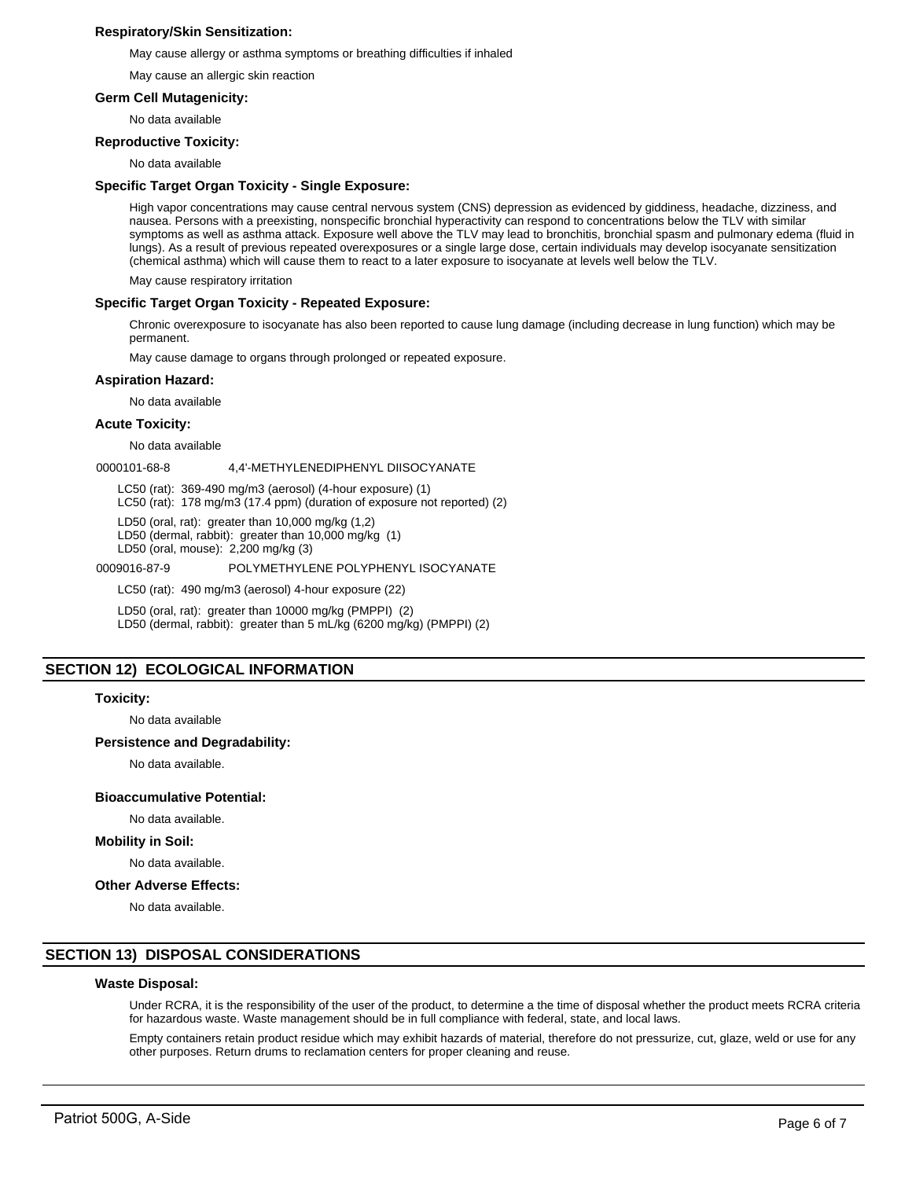**Respiratory/Skin Sensitization:**

May cause allergy or asthma symptoms or breathing difficulties if inhaled

May cause an allergic skin reaction

**Germ Cell Mutagenicity:**

No data available

**Reproductive Toxicity:**

No data available

**Specific Target Organ Toxicity - Single Exposure:**

High vapor concentrations may cause central nervous system (CNS) depression as evidenced by giddiness, headache, dizziness, and nausea. Persons with a preexisting, nonspecific bronchial hyperactivity can respond to concentrations below the TLV with similar symptoms as well as asthma attack. Exposure well above the TLV may lead to bronchitis, bronchial spasm and pulmonary edema (fluid in lungs). As a result of previous repeated overexposures or a single large dose, certain individuals may develop isocyanate sensitization (chemical asthma) which will cause them to react to a later exposure to isocyanate at levels well below the TLV.

May cause respiratory irritation

**Specific Target Organ Toxicity - Repeated Exposure:**

Chronic overexposure to isocyanate has also been reported to cause lung damage (including decrease in lung function) which may be permanent.

May cause damage to organs through prolonged or repeated exposure.

**Aspiration Hazard:**

No data available

**Acute Toxicity:**

No data available

0000101-68-8 4,4'-METHYLENEDIPHENYL DIISOCYANATE

LC50 (rat): 369-490 mg/m3 (aerosol) (4-hour exposure) (1)
LC50 (rat): 178 mg/m3 (17.4 ppm) (duration of exposure not reported) (2)

LD50 (oral, rat): greater than 10,000 mg/kg (1,2)
LD50 (dermal, rabbit): greater than 10,000 mg/kg (1)
LD50 (oral, mouse): 2,200 mg/kg (3)

0009016-87-9 POLYMETHYLENE POLYPHENYL ISOCYANATE

LC50 (rat): 490 mg/m3 (aerosol) 4-hour exposure (22)

LD50 (oral, rat): greater than 10000 mg/kg (PMPPI) (2)
LD50 (dermal, rabbit): greater than 5 mL/kg (6200 mg/kg) (PMPPI) (2)

## SECTION 12) ECOLOGICAL INFORMATION

**Toxicity:**

No data available

**Persistence and Degradability:**

No data available.

**Bioaccumulative Potential:**

No data available.

**Mobility in Soil:**

No data available.

**Other Adverse Effects:**

No data available.

## SECTION 13) DISPOSAL CONSIDERATIONS

**Waste Disposal:**

Under RCRA, it is the responsibility of the user of the product, to determine a the time of disposal whether the product meets RCRA criteria for hazardous waste. Waste management should be in full compliance with federal, state, and local laws.

Empty containers retain product residue which may exhibit hazards of material, therefore do not pressurize, cut, glaze, weld or use for any other purposes. Return drums to reclamation centers for proper cleaning and reuse.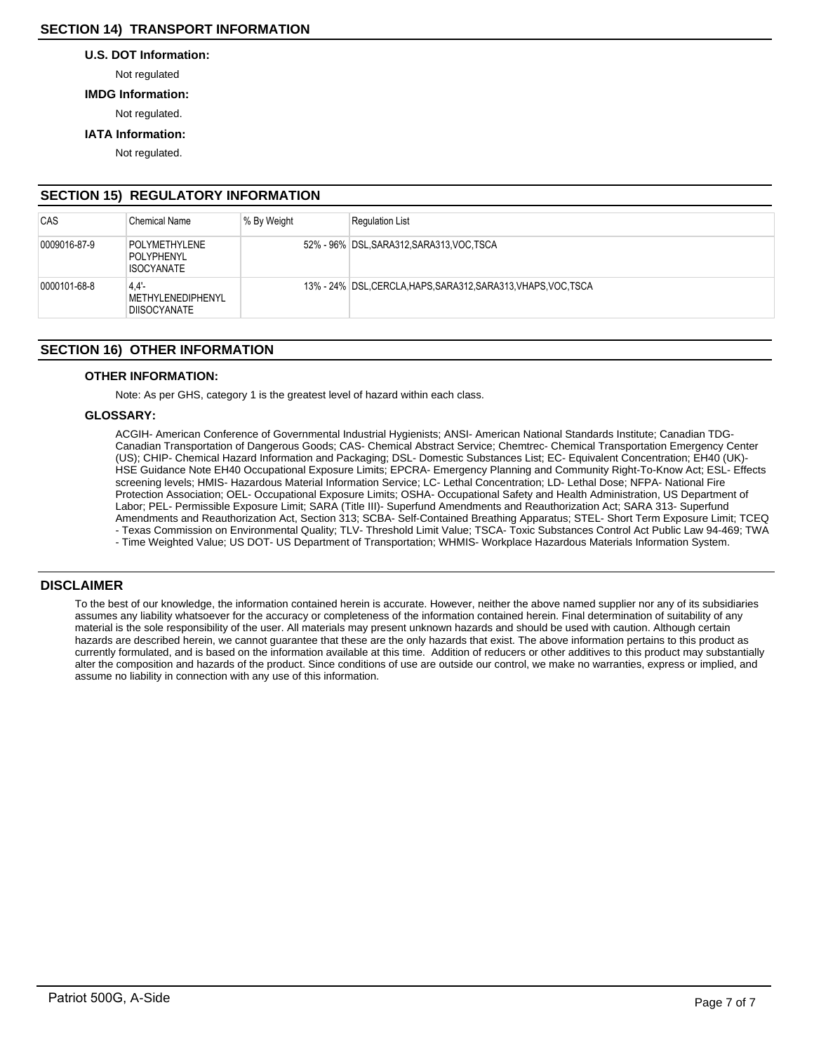## SECTION 14) TRANSPORT INFORMATION

### U.S. DOT Information:

Not regulated

### IMDG Information:

Not regulated.

### IATA Information:

Not regulated.

## SECTION 15) REGULATORY INFORMATION

| CAS | Chemical Name | % By Weight | Regulation List |
|---|---|---|---|
| 0009016-87-9 | POLYMETHYLENE POLYPHENYL ISOCYANATE | 52% - 96% | DSL,SARA312,SARA313,VOC,TSCA |
| 0000101-68-8 | 4,4'-METHYLENEDIPHENYL DIISOCYANATE | 13% - 24% | DSL,CERCLA,HAPS,SARA312,SARA313,VHAPS,VOC,TSCA |

## SECTION 16) OTHER INFORMATION

### OTHER INFORMATION:

Note: As per GHS, category 1 is the greatest level of hazard within each class.

### GLOSSARY:

ACGIH- American Conference of Governmental Industrial Hygienists; ANSI- American National Standards Institute; Canadian TDG- Canadian Transportation of Dangerous Goods; CAS- Chemical Abstract Service; Chemtrec- Chemical Transportation Emergency Center (US); CHIP- Chemical Hazard Information and Packaging; DSL- Domestic Substances List; EC- Equivalent Concentration; EH40 (UK)- HSE Guidance Note EH40 Occupational Exposure Limits; EPCRA- Emergency Planning and Community Right-To-Know Act; ESL- Effects screening levels; HMIS- Hazardous Material Information Service; LC- Lethal Concentration; LD- Lethal Dose; NFPA- National Fire Protection Association; OEL- Occupational Exposure Limits; OSHA- Occupational Safety and Health Administration, US Department of Labor; PEL- Permissible Exposure Limit; SARA (Title III)- Superfund Amendments and Reauthorization Act; SARA 313- Superfund Amendments and Reauthorization Act, Section 313; SCBA- Self-Contained Breathing Apparatus; STEL- Short Term Exposure Limit; TCEQ - Texas Commission on Environmental Quality; TLV- Threshold Limit Value; TSCA- Toxic Substances Control Act Public Law 94-469; TWA - Time Weighted Value; US DOT- US Department of Transportation; WHMIS- Workplace Hazardous Materials Information System.

## DISCLAIMER

To the best of our knowledge, the information contained herein is accurate. However, neither the above named supplier nor any of its subsidiaries assumes any liability whatsoever for the accuracy or completeness of the information contained herein. Final determination of suitability of any material is the sole responsibility of the user. All materials may present unknown hazards and should be used with caution. Although certain hazards are described herein, we cannot guarantee that these are the only hazards that exist. The above information pertains to this product as currently formulated, and is based on the information available at this time. Addition of reducers or other additives to this product may substantially alter the composition and hazards of the product. Since conditions of use are outside our control, we make no warranties, express or implied, and assume no liability in connection with any use of this information.